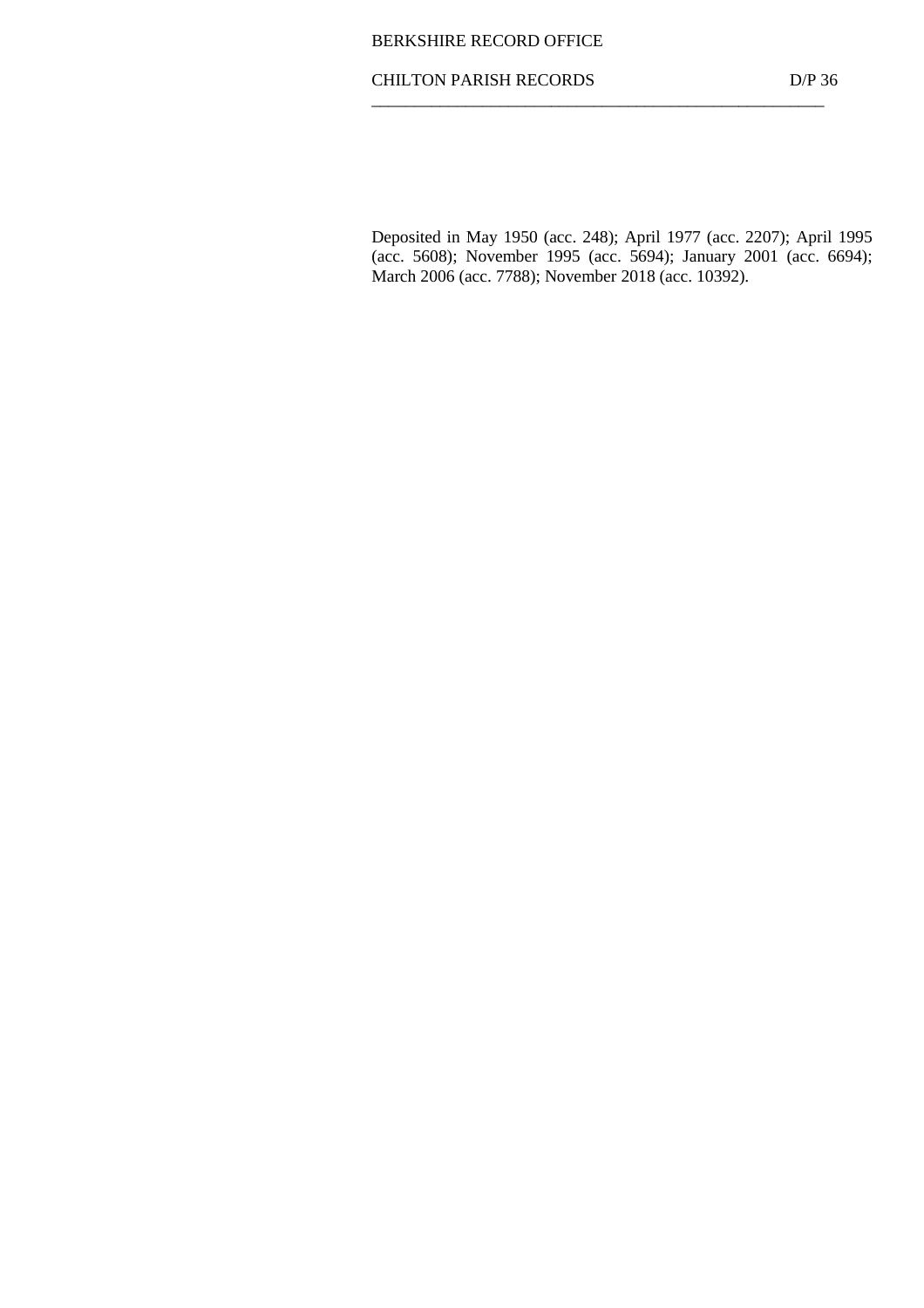BERKSHIRE RECORD OFFICE

CHILTON PARISH RECORDS D/P 36

---

Deposited in May 1950 (acc. 248); April 1977 (acc. 2207); April 1995 (acc. 5608); November 1995 (acc. 5694); January 2001 (acc. 6694); March 2006 (acc. 7788); November 2018 (acc. 10392).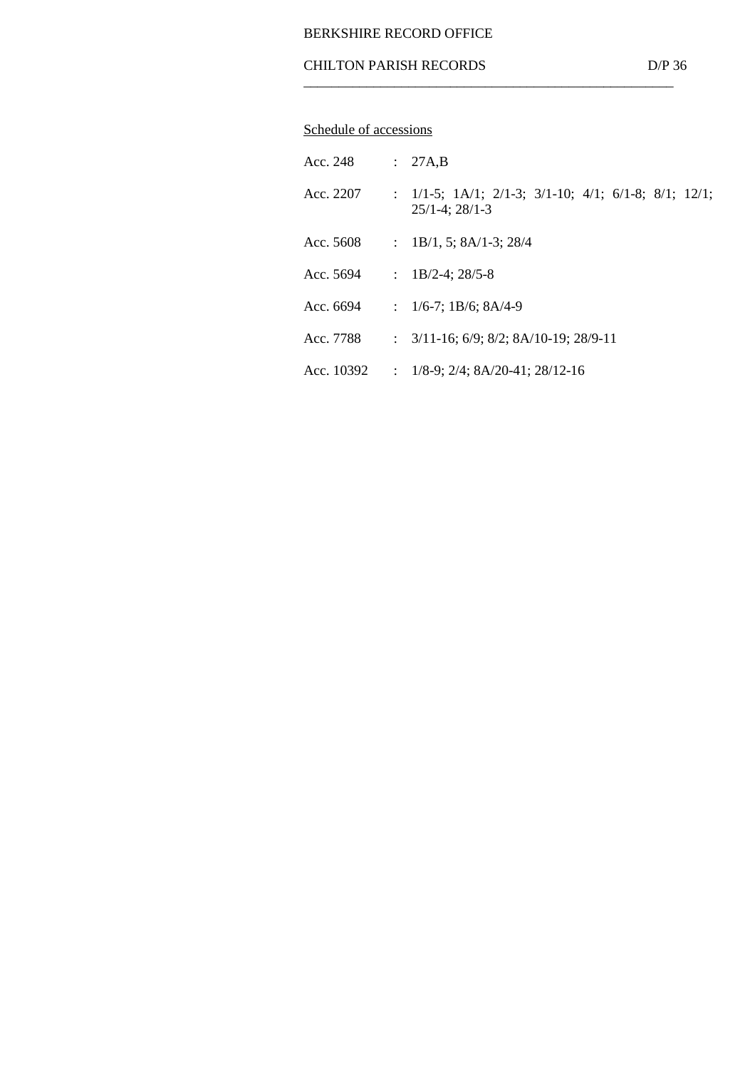BERKSHIRE RECORD OFFICE

CHILTON PARISH RECORDS D/P 36

Schedule of accessions

| | | |
|---|---|---|
| Acc. 248 | : | 27A,B |
| Acc. 2207 | : | 1/1-5; 1A/1; 2/1-3; 3/1-10; 4/1; 6/1-8; 8/1; 12/1; 25/1-4; 28/1-3 |
| Acc. 5608 | : | 1B/1, 5; 8A/1-3; 28/4 |
| Acc. 5694 | : | 1B/2-4; 28/5-8 |
| Acc. 6694 | : | 1/6-7; 1B/6; 8A/4-9 |
| Acc. 7788 | : | 3/11-16; 6/9; 8/2; 8A/10-19; 28/9-11 |
| Acc. 10392 | : | 1/8-9; 2/4; 8A/20-41; 28/12-16 |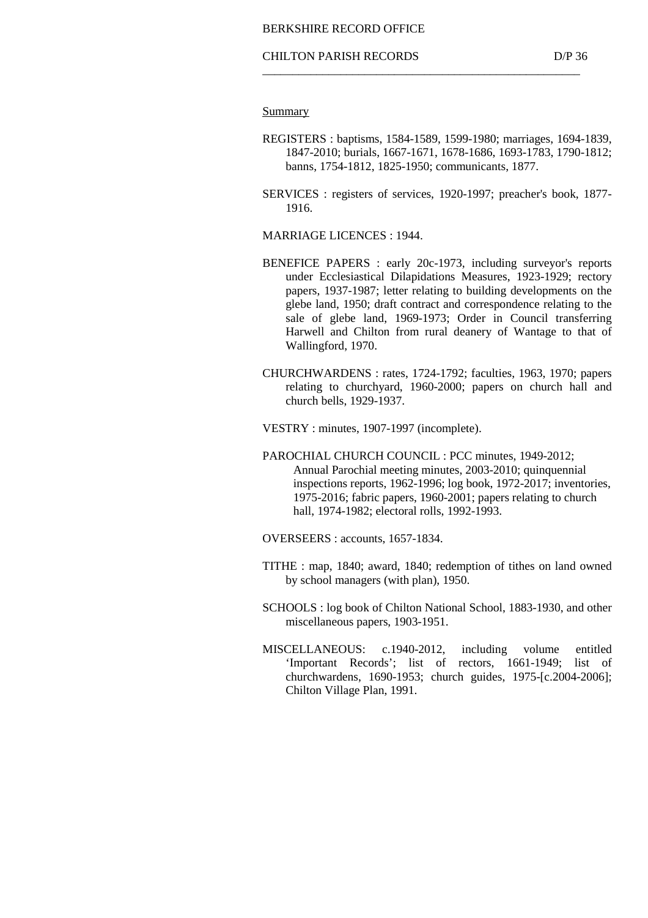BERKSHIRE RECORD OFFICE

CHILTON PARISH RECORDS D/P 36

## Summary

REGISTERS : baptisms, 1584-1589, 1599-1980; marriages, 1694-1839, 1847-2010; burials, 1667-1671, 1678-1686, 1693-1783, 1790-1812; banns, 1754-1812, 1825-1950; communicants, 1877.

SERVICES : registers of services, 1920-1997; preacher's book, 1877-1916.

MARRIAGE LICENCES : 1944.

BENEFICE PAPERS : early 20c-1973, including surveyor's reports under Ecclesiastical Dilapidations Measures, 1923-1929; rectory papers, 1937-1987; letter relating to building developments on the glebe land, 1950; draft contract and correspondence relating to the sale of glebe land, 1969-1973; Order in Council transferring Harwell and Chilton from rural deanery of Wantage to that of Wallingford, 1970.

CHURCHWARDENS : rates, 1724-1792; faculties, 1963, 1970; papers relating to churchyard, 1960-2000; papers on church hall and church bells, 1929-1937.

VESTRY : minutes, 1907-1997 (incomplete).

PAROCHIAL CHURCH COUNCIL : PCC minutes, 1949-2012; Annual Parochial meeting minutes, 2003-2010; quinquennial inspections reports, 1962-1996; log book, 1972-2017; inventories, 1975-2016; fabric papers, 1960-2001; papers relating to church hall, 1974-1982; electoral rolls, 1992-1993.

OVERSEERS : accounts, 1657-1834.

TITHE : map, 1840; award, 1840; redemption of tithes on land owned by school managers (with plan), 1950.

SCHOOLS : log book of Chilton National School, 1883-1930, and other miscellaneous papers, 1903-1951.

MISCELLANEOUS: c.1940-2012, including volume entitled 'Important Records'; list of rectors, 1661-1949; list of churchwardens, 1690-1953; church guides, 1975-[c.2004-2006]; Chilton Village Plan, 1991.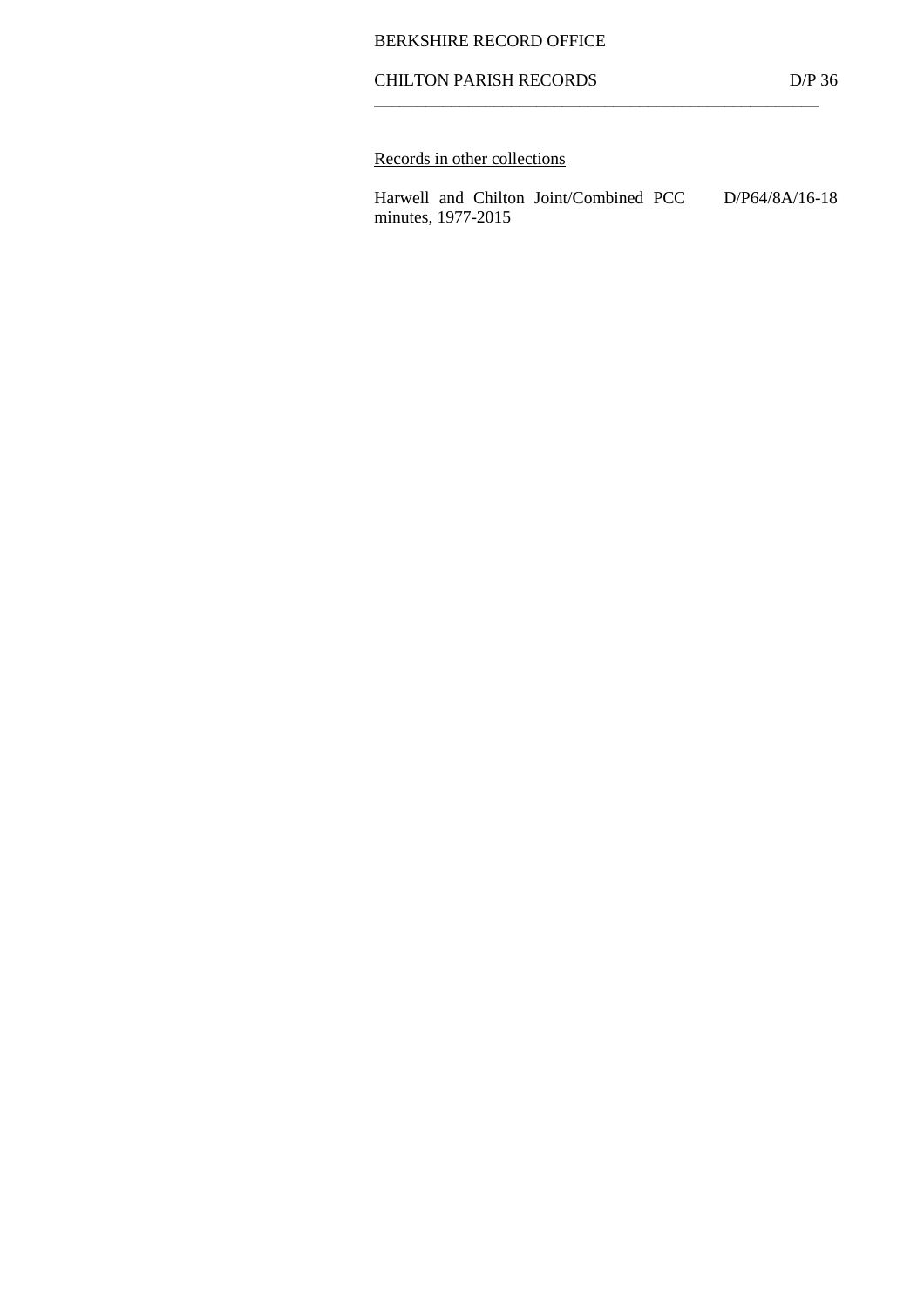Records in other collections

| | |
|---|---|
| Harwell and Chilton Joint/Combined PCC minutes, 1977-2015 | D/P64/8A/16-18 |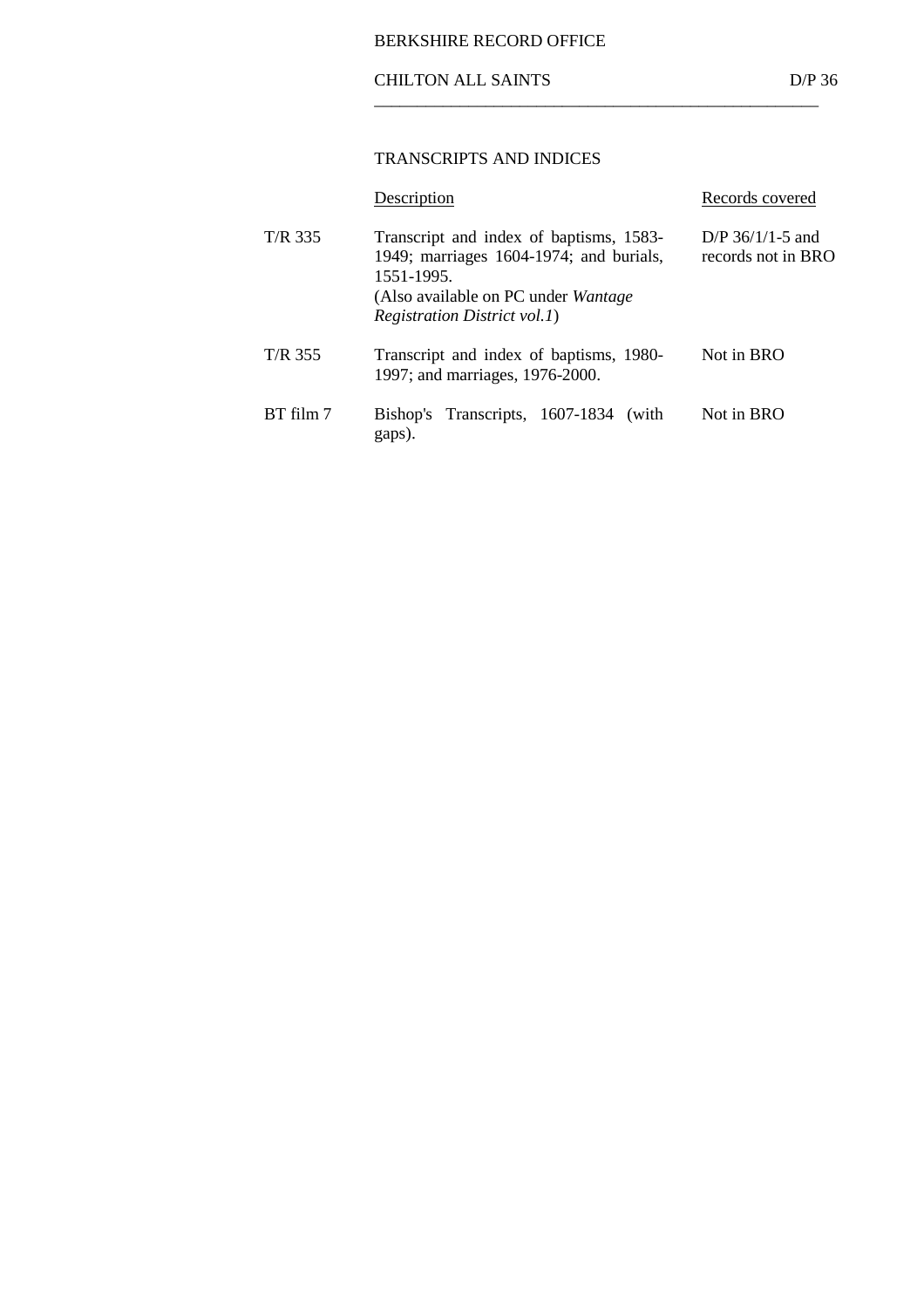## CHILTON ALL SAINTS — D/P 36

### TRANSCRIPTS AND INDICES

| | Description | Records covered |
|---|---|---|
| T/R 335 | Transcript and index of baptisms, 1583-1949; marriages 1604-1974; and burials, 1551-1995. (Also available on PC under *Wantage Registration District vol.1*) | D/P 36/1/1-5 and records not in BRO |
| T/R 355 | Transcript and index of baptisms, 1980-1997; and marriages, 1976-2000. | Not in BRO |
| BT film 7 | Bishop's Transcripts, 1607-1834 (with gaps). | Not in BRO |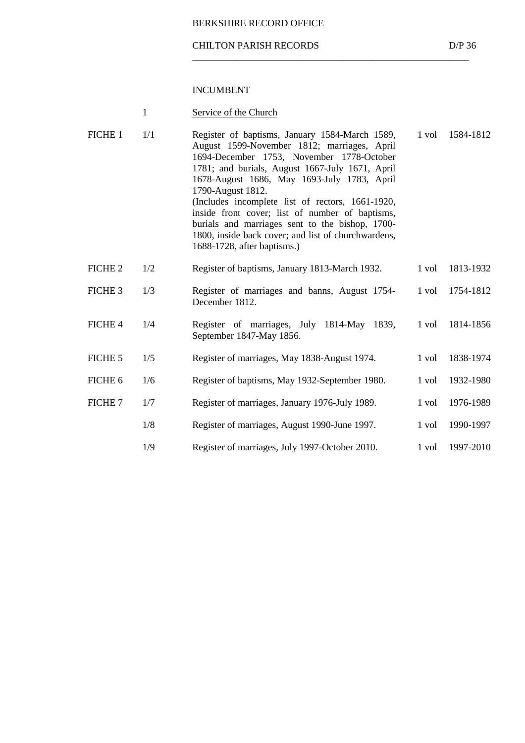BERKSHIRE RECORD OFFICE

CHILTON PARISH RECORDS D/P 36

## INCUMBENT

### 1 Service of the Church

| | | | | |
|---|---|---|---|---|
| FICHE 1 | 1/1 | Register of baptisms, January 1584-March 1589, August 1599-November 1812; marriages, April 1694-December 1753, November 1778-October 1781; and burials, August 1667-July 1671, April 1678-August 1686, May 1693-July 1783, April 1790-August 1812. (Includes incomplete list of rectors, 1661-1920, inside front cover; list of number of baptisms, burials and marriages sent to the bishop, 1700-1800, inside back cover; and list of churchwardens, 1688-1728, after baptisms.) | 1 vol | 1584-1812 |
| FICHE 2 | 1/2 | Register of baptisms, January 1813-March 1932. | 1 vol | 1813-1932 |
| FICHE 3 | 1/3 | Register of marriages and banns, August 1754-December 1812. | 1 vol | 1754-1812 |
| FICHE 4 | 1/4 | Register of marriages, July 1814-May 1839, September 1847-May 1856. | 1 vol | 1814-1856 |
| FICHE 5 | 1/5 | Register of marriages, May 1838-August 1974. | 1 vol | 1838-1974 |
| FICHE 6 | 1/6 | Register of baptisms, May 1932-September 1980. | 1 vol | 1932-1980 |
| FICHE 7 | 1/7 | Register of marriages, January 1976-July 1989. | 1 vol | 1976-1989 |
| | 1/8 | Register of marriages, August 1990-June 1997. | 1 vol | 1990-1997 |
| | 1/9 | Register of marriages, July 1997-October 2010. | 1 vol | 1997-2010 |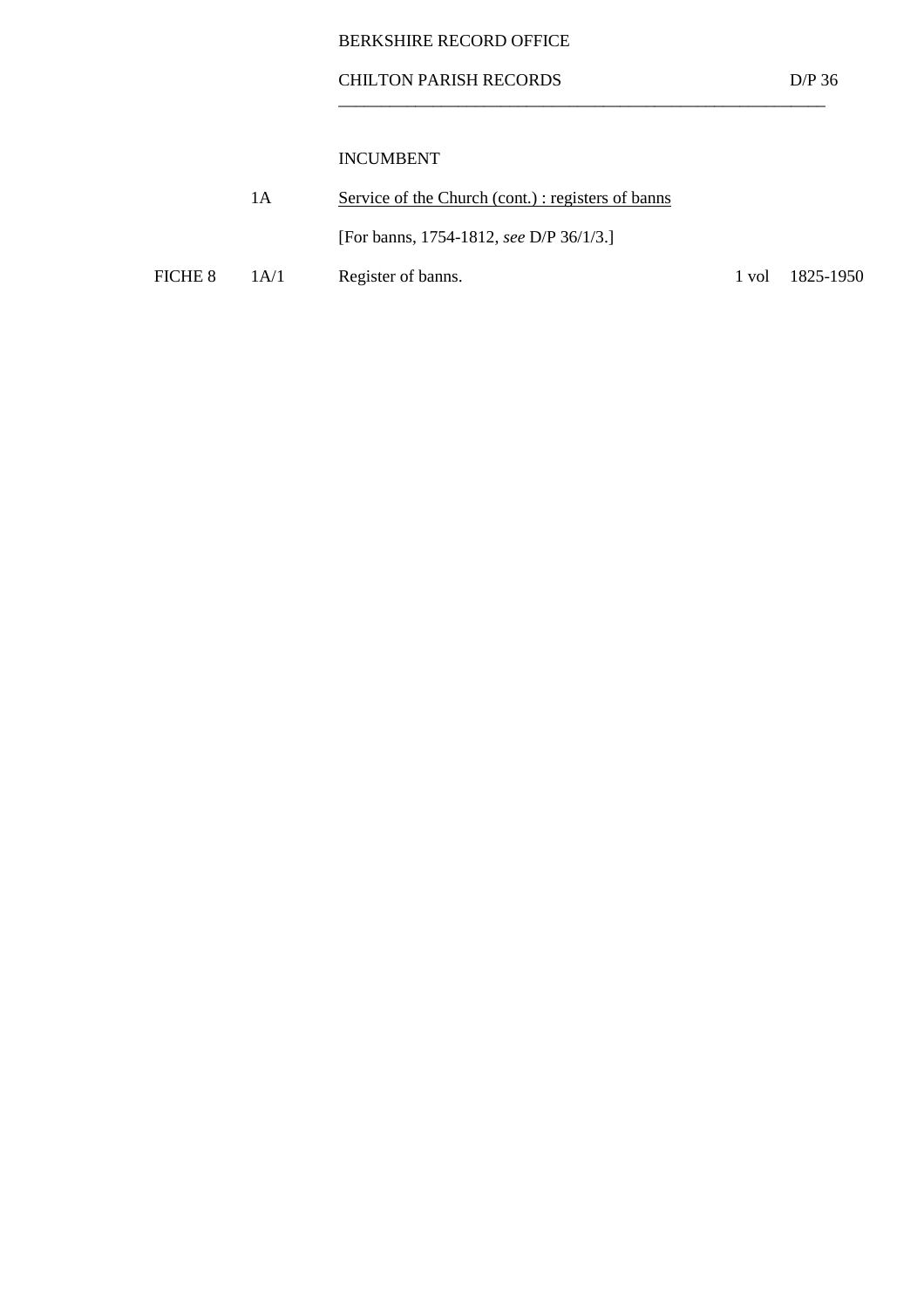BERKSHIRE RECORD OFFICE

CHILTON PARISH RECORDS D/P 36

## INCUMBENT

| | | | | |
|---|---|---|---|---|
| | 1A | <u>Service of the Church (cont.) : registers of banns</u> | | |
| | | [For banns, 1754-1812, *see* D/P 36/1/3.] | | |
| FICHE 8 | 1A/1 | Register of banns. | 1 vol | 1825-1950 |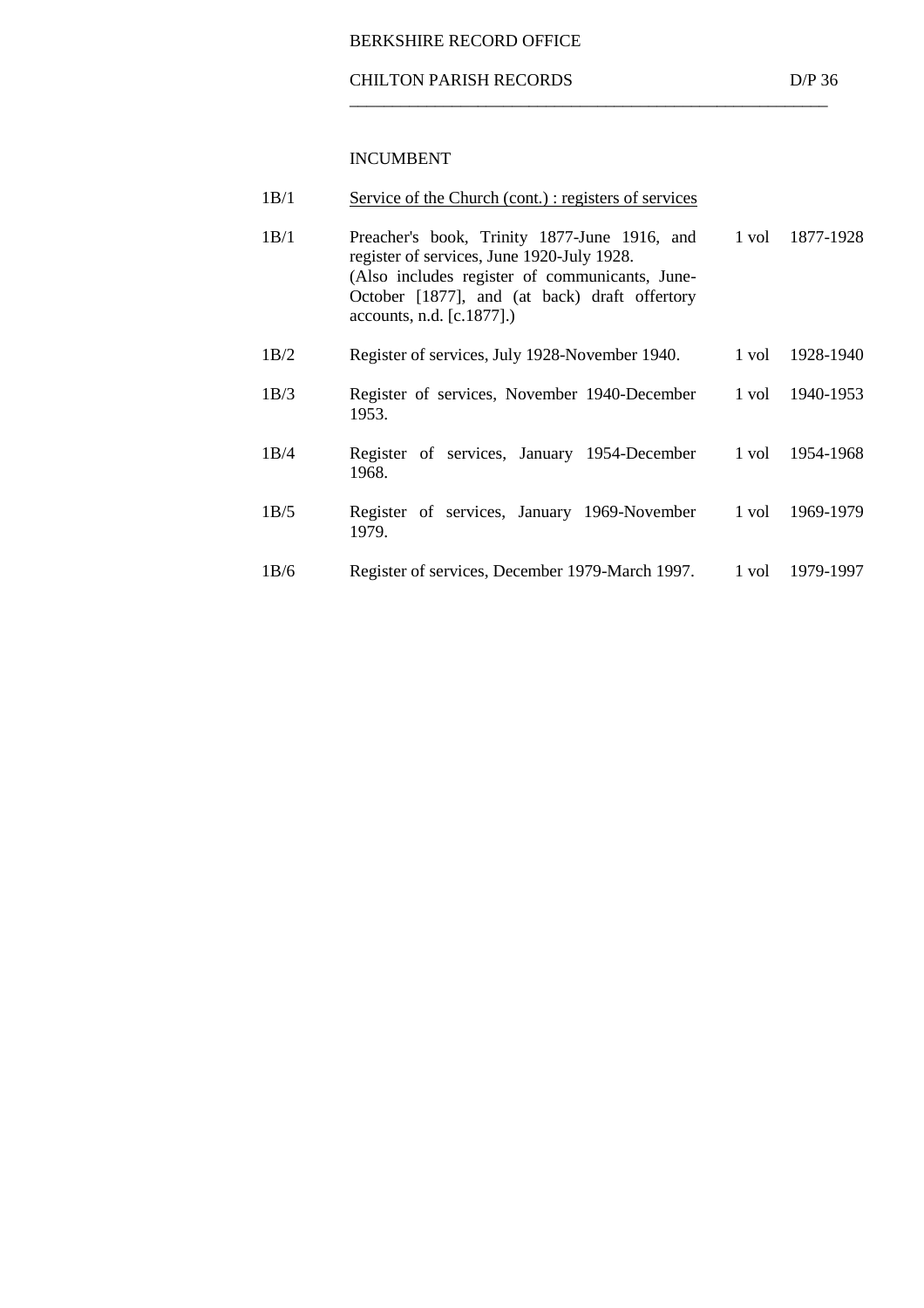## INCUMBENT

| | | | |
|---|---|---|---|
| 1B/1 | <u>Service of the Church (cont.) : registers of services</u> | | |
| 1B/1 | Preacher's book, Trinity 1877-June 1916, and register of services, June 1920-July 1928. (Also includes register of communicants, June-October [1877], and (at back) draft offertory accounts, n.d. [c.1877].) | 1 vol | 1877-1928 |
| 1B/2 | Register of services, July 1928-November 1940. | 1 vol | 1928-1940 |
| 1B/3 | Register of services, November 1940-December 1953. | 1 vol | 1940-1953 |
| 1B/4 | Register of services, January 1954-December 1968. | 1 vol | 1954-1968 |
| 1B/5 | Register of services, January 1969-November 1979. | 1 vol | 1969-1979 |
| 1B/6 | Register of services, December 1979-March 1997. | 1 vol | 1979-1997 |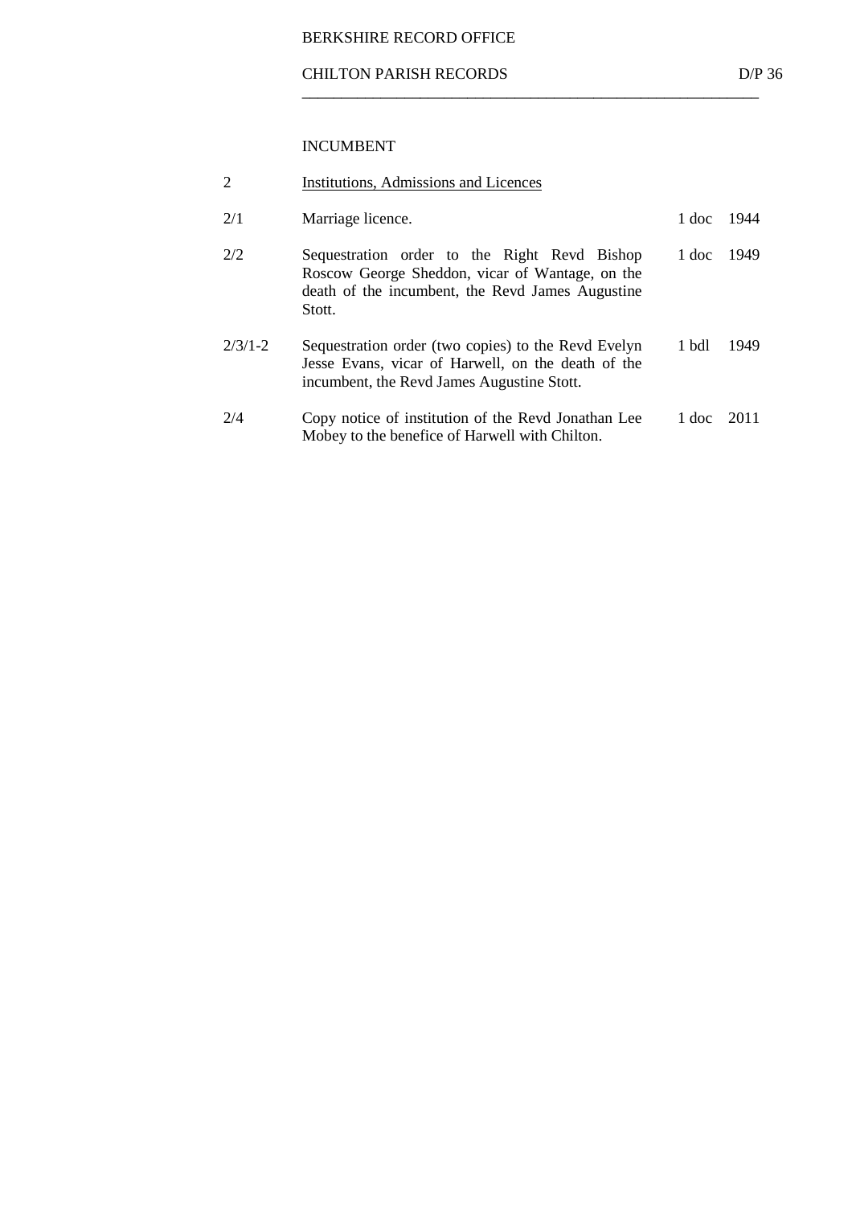BERKSHIRE RECORD OFFICE

CHILTON PARISH RECORDS D/P 36

## INCUMBENT

| | | | |
|---|---|---|---|
| 2 | Institutions, Admissions and Licences | | |
| 2/1 | Marriage licence. | 1 doc | 1944 |
| 2/2 | Sequestration order to the Right Revd Bishop Roscow George Sheddon, vicar of Wantage, on the death of the incumbent, the Revd James Augustine Stott. | 1 doc | 1949 |
| 2/3/1-2 | Sequestration order (two copies) to the Revd Evelyn Jesse Evans, vicar of Harwell, on the death of the incumbent, the Revd James Augustine Stott. | 1 bdl | 1949 |
| 2/4 | Copy notice of institution of the Revd Jonathan Lee Mobey to the benefice of Harwell with Chilton. | 1 doc | 2011 |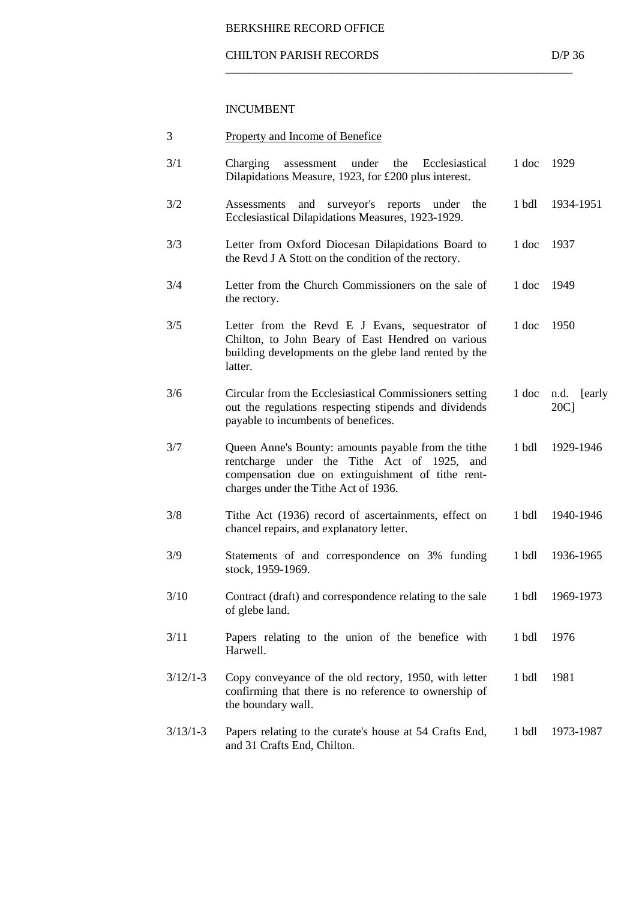BERKSHIRE RECORD OFFICE

CHILTON PARISH RECORDS D/P 36

## INCUMBENT

### 3 Property and Income of Benefice

| Ref | Description | Extent | Date |
|---|---|---|---|
| 3/1 | Charging assessment under the Ecclesiastical Dilapidations Measure, 1923, for £200 plus interest. | 1 doc | 1929 |
| 3/2 | Assessments and surveyor's reports under the Ecclesiastical Dilapidations Measures, 1923-1929. | 1 bdl | 1934-1951 |
| 3/3 | Letter from Oxford Diocesan Dilapidations Board to the Revd J A Stott on the condition of the rectory. | 1 doc | 1937 |
| 3/4 | Letter from the Church Commissioners on the sale of the rectory. | 1 doc | 1949 |
| 3/5 | Letter from the Revd E J Evans, sequestrator of Chilton, to John Beary of East Hendred on various building developments on the glebe land rented by the latter. | 1 doc | 1950 |
| 3/6 | Circular from the Ecclesiastical Commissioners setting out the regulations respecting stipends and dividends payable to incumbents of benefices. | 1 doc | n.d. [early 20C] |
| 3/7 | Queen Anne's Bounty: amounts payable from the tithe rentcharge under the Tithe Act of 1925, and compensation due on extinguishment of tithe rent-charges under the Tithe Act of 1936. | 1 bdl | 1929-1946 |
| 3/8 | Tithe Act (1936) record of ascertainments, effect on chancel repairs, and explanatory letter. | 1 bdl | 1940-1946 |
| 3/9 | Statements of and correspondence on 3% funding stock, 1959-1969. | 1 bdl | 1936-1965 |
| 3/10 | Contract (draft) and correspondence relating to the sale of glebe land. | 1 bdl | 1969-1973 |
| 3/11 | Papers relating to the union of the benefice with Harwell. | 1 bdl | 1976 |
| 3/12/1-3 | Copy conveyance of the old rectory, 1950, with letter confirming that there is no reference to ownership of the boundary wall. | 1 bdl | 1981 |
| 3/13/1-3 | Papers relating to the curate's house at 54 Crafts End, and 31 Crafts End, Chilton. | 1 bdl | 1973-1987 |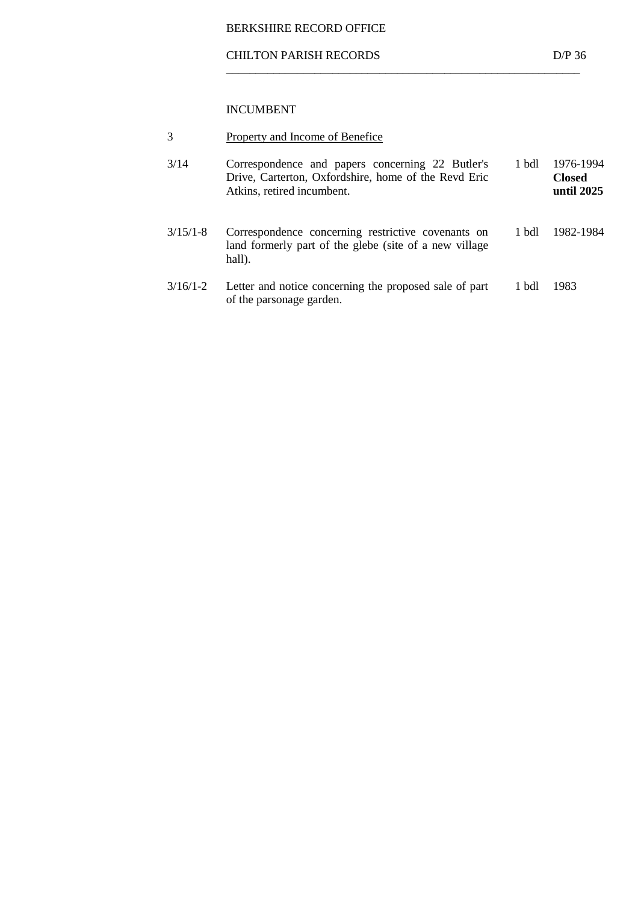INCUMBENT

| 3 | Property and Income of Benefice | | |
|---|---|---|---|
| 3/14 | Correspondence and papers concerning 22 Butler's Drive, Carterton, Oxfordshire, home of the Revd Eric Atkins, retired incumbent. | 1 bdl | 1976-1994 **Closed until 2025** |
| 3/15/1-8 | Correspondence concerning restrictive covenants on land formerly part of the glebe (site of a new village hall). | 1 bdl | 1982-1984 |
| 3/16/1-2 | Letter and notice concerning the proposed sale of part of the parsonage garden. | 1 bdl | 1983 |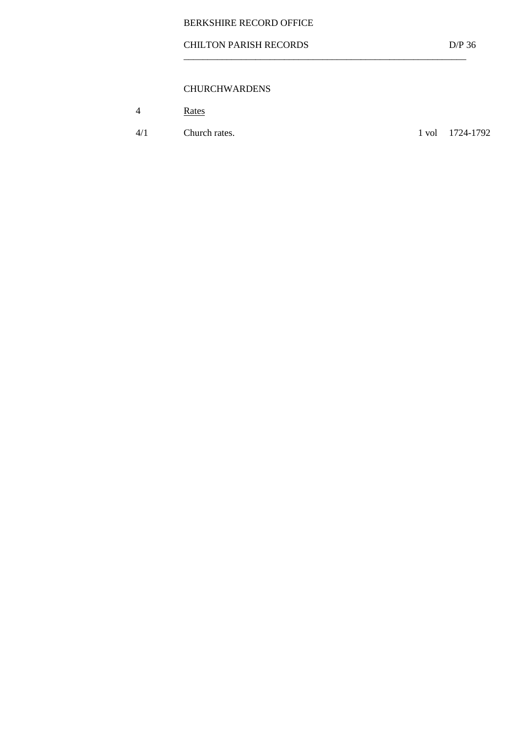## CHURCHWARDENS

| | | | |
|---|---|---|---|
| 4 | <u>Rates</u> | | |
| 4/1 | Church rates. | 1 vol | 1724-1792 |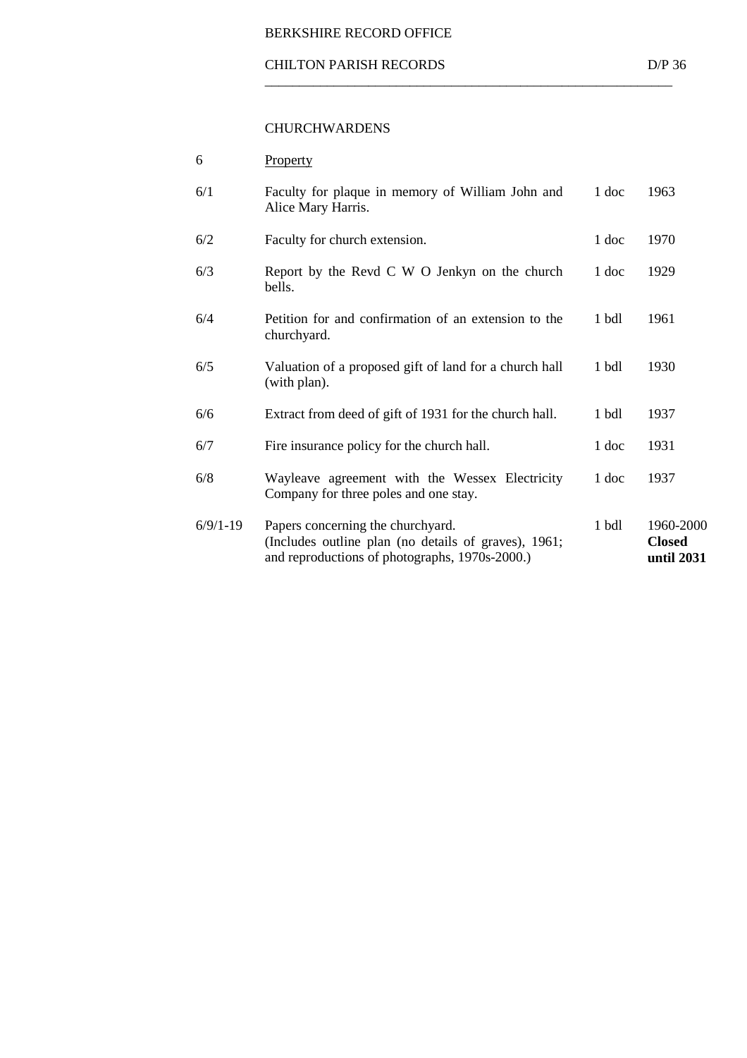## CHURCHWARDENS

### 6 Property

| Ref | Description | Extent | Date |
|---|---|---|---|
| 6/1 | Faculty for plaque in memory of William John and Alice Mary Harris. | 1 doc | 1963 |
| 6/2 | Faculty for church extension. | 1 doc | 1970 |
| 6/3 | Report by the Revd C W O Jenkyn on the church bells. | 1 doc | 1929 |
| 6/4 | Petition for and confirmation of an extension to the churchyard. | 1 bdl | 1961 |
| 6/5 | Valuation of a proposed gift of land for a church hall (with plan). | 1 bdl | 1930 |
| 6/6 | Extract from deed of gift of 1931 for the church hall. | 1 bdl | 1937 |
| 6/7 | Fire insurance policy for the church hall. | 1 doc | 1931 |
| 6/8 | Wayleave agreement with the Wessex Electricity Company for three poles and one stay. | 1 doc | 1937 |
| 6/9/1-19 | Papers concerning the churchyard. (Includes outline plan (no details of graves), 1961; and reproductions of photographs, 1970s-2000.) | 1 bdl | 1960-2000 **Closed until 2031** |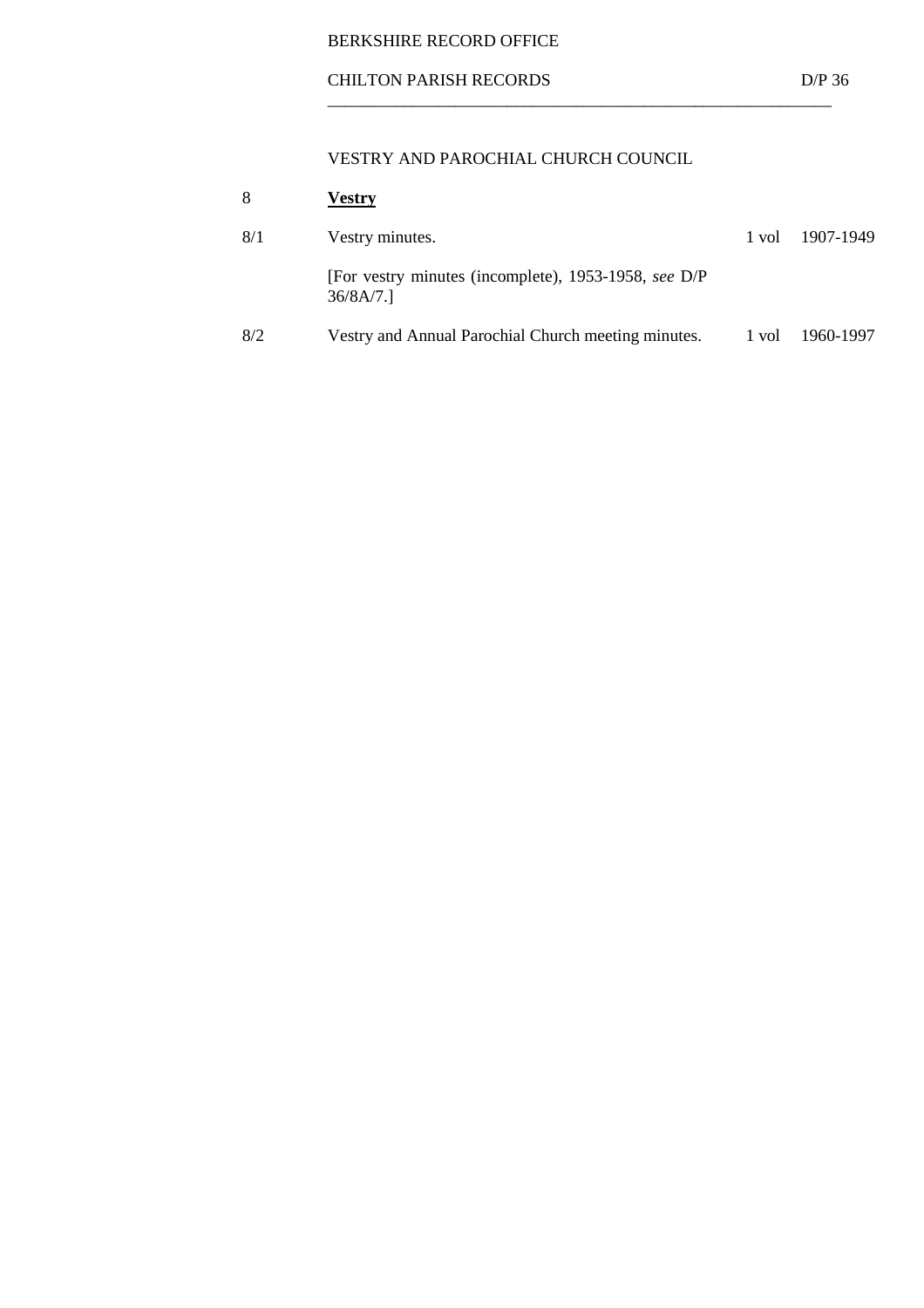## VESTRY AND PAROCHIAL CHURCH COUNCIL

| | | | |
|---|---|---|---|
| 8 | **Vestry** | | |
| 8/1 | Vestry minutes. | 1 vol | 1907-1949 |
| | [For vestry minutes (incomplete), 1953-1958, *see* D/P 36/8A/7.] | | |
| 8/2 | Vestry and Annual Parochial Church meeting minutes. | 1 vol | 1960-1997 |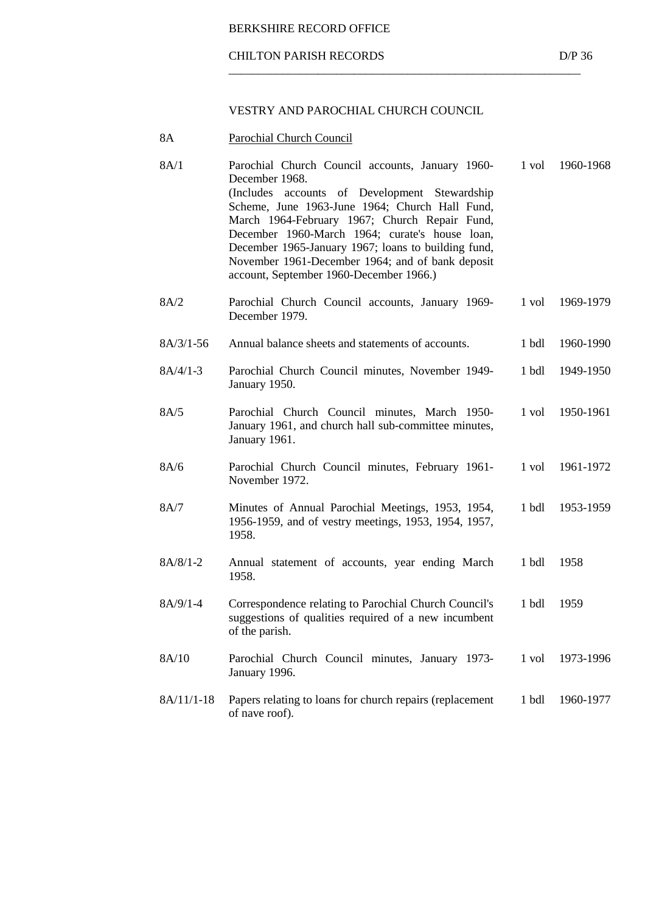BERKSHIRE RECORD OFFICE

CHILTON PARISH RECORDS D/P 36

## VESTRY AND PAROCHIAL CHURCH COUNCIL

| | | | |
|---|---|---|---|
| 8A | Parochial Church Council | | |
| 8A/1 | Parochial Church Council accounts, January 1960-December 1968. (Includes accounts of Development Stewardship Scheme, June 1963-June 1964; Church Hall Fund, March 1964-February 1967; Church Repair Fund, December 1960-March 1964; curate's house loan, December 1965-January 1967; loans to building fund, November 1961-December 1964; and of bank deposit account, September 1960-December 1966.) | 1 vol | 1960-1968 |
| 8A/2 | Parochial Church Council accounts, January 1969-December 1979. | 1 vol | 1969-1979 |
| 8A/3/1-56 | Annual balance sheets and statements of accounts. | 1 bdl | 1960-1990 |
| 8A/4/1-3 | Parochial Church Council minutes, November 1949-January 1950. | 1 bdl | 1949-1950 |
| 8A/5 | Parochial Church Council minutes, March 1950-January 1961, and church hall sub-committee minutes, January 1961. | 1 vol | 1950-1961 |
| 8A/6 | Parochial Church Council minutes, February 1961-November 1972. | 1 vol | 1961-1972 |
| 8A/7 | Minutes of Annual Parochial Meetings, 1953, 1954, 1956-1959, and of vestry meetings, 1953, 1954, 1957, 1958. | 1 bdl | 1953-1959 |
| 8A/8/1-2 | Annual statement of accounts, year ending March 1958. | 1 bdl | 1958 |
| 8A/9/1-4 | Correspondence relating to Parochial Church Council's suggestions of qualities required of a new incumbent of the parish. | 1 bdl | 1959 |
| 8A/10 | Parochial Church Council minutes, January 1973-January 1996. | 1 vol | 1973-1996 |
| 8A/11/1-18 | Papers relating to loans for church repairs (replacement of nave roof). | 1 bdl | 1960-1977 |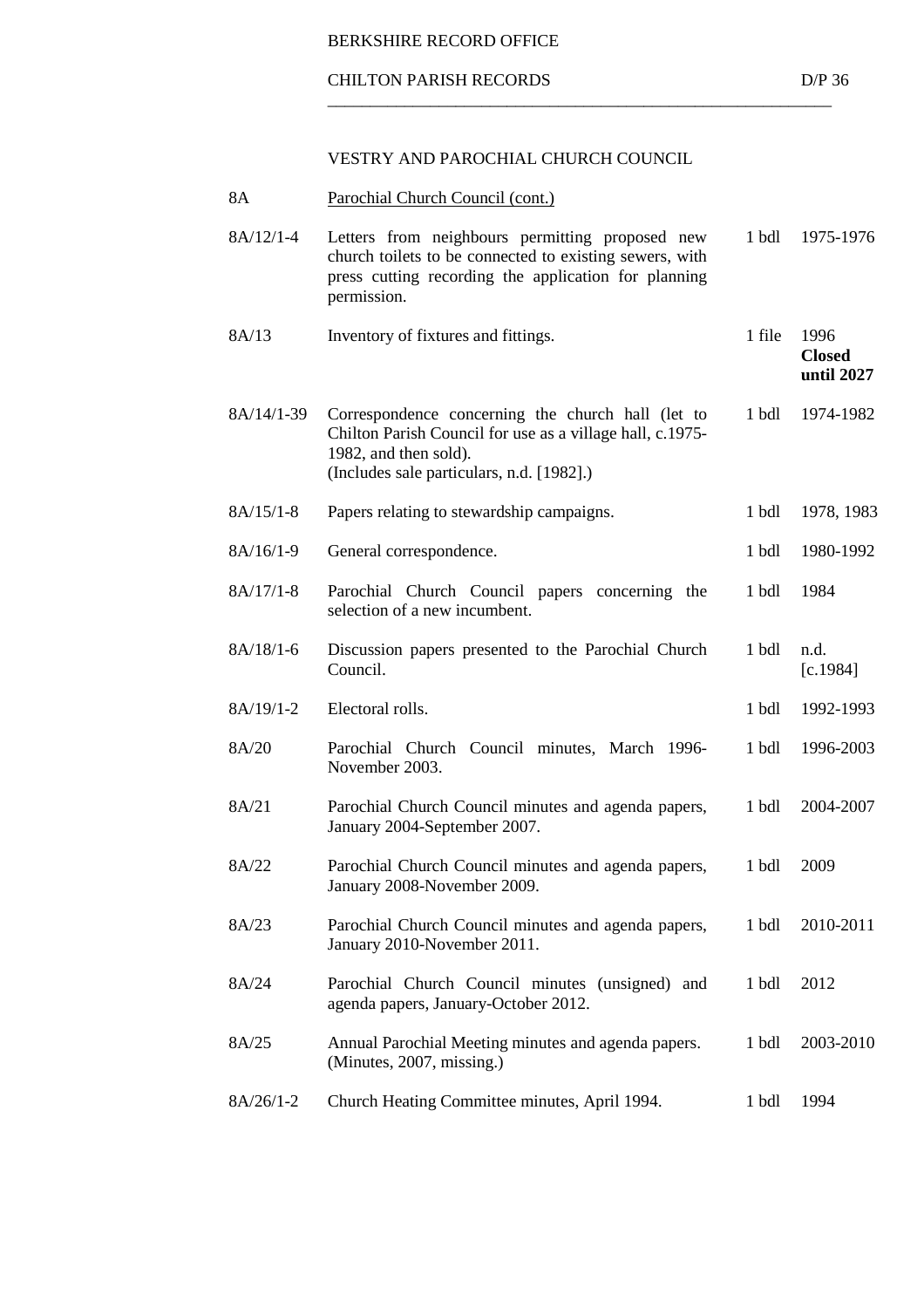BERKSHIRE RECORD OFFICE

CHILTON PARISH RECORDS D/P 36

## VESTRY AND PAROCHIAL CHURCH COUNCIL

| | | | |
|---|---|---|---|
| 8A | Parochial Church Council (cont.) | | |
| 8A/12/1-4 | Letters from neighbours permitting proposed new church toilets to be connected to existing sewers, with press cutting recording the application for planning permission. | 1 bdl | 1975-1976 |
| 8A/13 | Inventory of fixtures and fittings. | 1 file | 1996 **Closed until 2027** |
| 8A/14/1-39 | Correspondence concerning the church hall (let to Chilton Parish Council for use as a village hall, c.1975-1982, and then sold). (Includes sale particulars, n.d. [1982].) | 1 bdl | 1974-1982 |
| 8A/15/1-8 | Papers relating to stewardship campaigns. | 1 bdl | 1978, 1983 |
| 8A/16/1-9 | General correspondence. | 1 bdl | 1980-1992 |
| 8A/17/1-8 | Parochial Church Council papers concerning the selection of a new incumbent. | 1 bdl | 1984 |
| 8A/18/1-6 | Discussion papers presented to the Parochial Church Council. | 1 bdl | n.d. [c.1984] |
| 8A/19/1-2 | Electoral rolls. | 1 bdl | 1992-1993 |
| 8A/20 | Parochial Church Council minutes, March 1996-November 2003. | 1 bdl | 1996-2003 |
| 8A/21 | Parochial Church Council minutes and agenda papers, January 2004-September 2007. | 1 bdl | 2004-2007 |
| 8A/22 | Parochial Church Council minutes and agenda papers, January 2008-November 2009. | 1 bdl | 2009 |
| 8A/23 | Parochial Church Council minutes and agenda papers, January 2010-November 2011. | 1 bdl | 2010-2011 |
| 8A/24 | Parochial Church Council minutes (unsigned) and agenda papers, January-October 2012. | 1 bdl | 2012 |
| 8A/25 | Annual Parochial Meeting minutes and agenda papers. (Minutes, 2007, missing.) | 1 bdl | 2003-2010 |
| 8A/26/1-2 | Church Heating Committee minutes, April 1994. | 1 bdl | 1994 |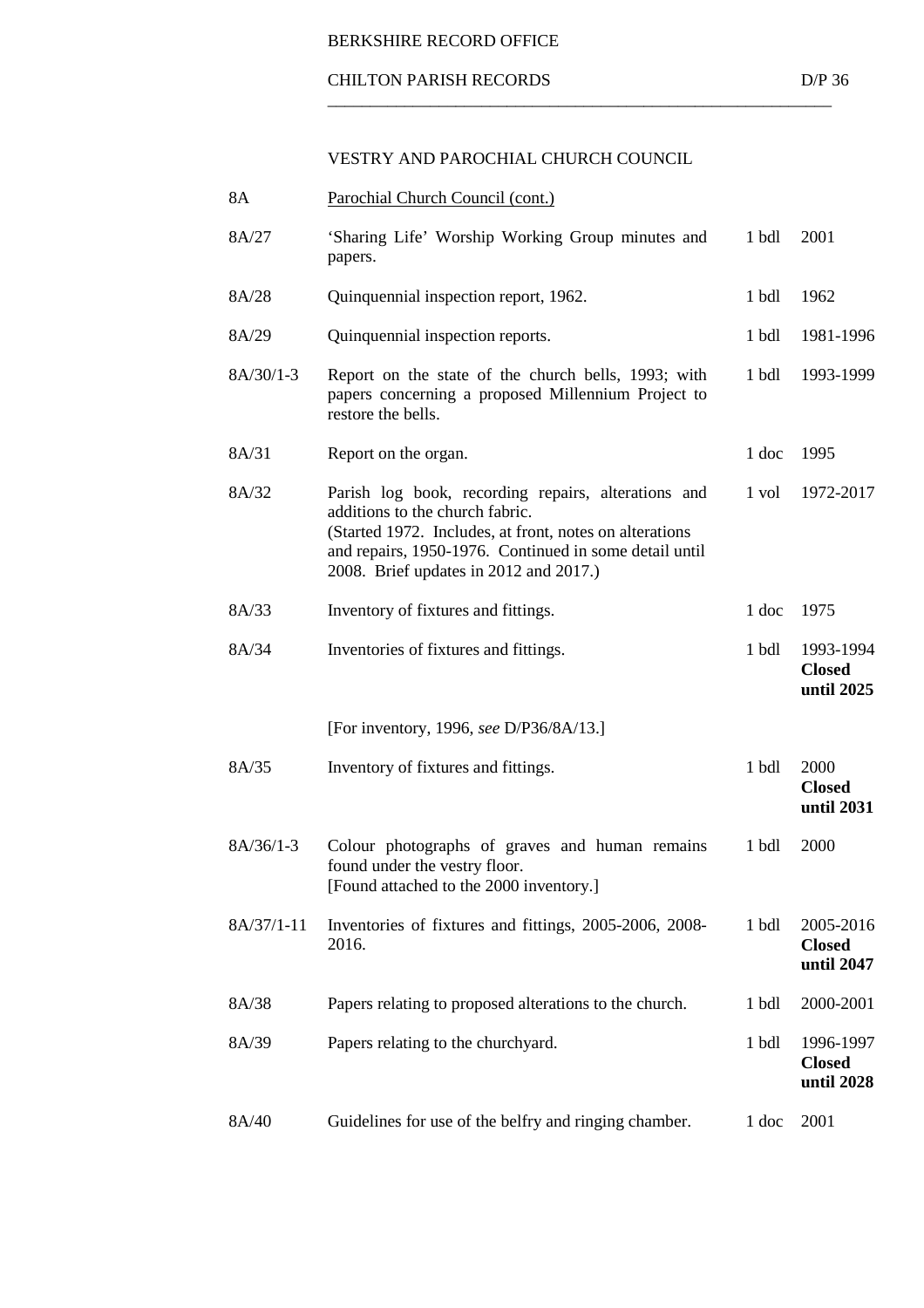## VESTRY AND PAROCHIAL CHURCH COUNCIL

| | | | |
|---|---|---|---|
| 8A | Parochial Church Council (cont.) | | |
| 8A/27 | 'Sharing Life' Worship Working Group minutes and papers. | 1 bdl | 2001 |
| 8A/28 | Quinquennial inspection report, 1962. | 1 bdl | 1962 |
| 8A/29 | Quinquennial inspection reports. | 1 bdl | 1981-1996 |
| 8A/30/1-3 | Report on the state of the church bells, 1993; with papers concerning a proposed Millennium Project to restore the bells. | 1 bdl | 1993-1999 |
| 8A/31 | Report on the organ. | 1 doc | 1995 |
| 8A/32 | Parish log book, recording repairs, alterations and additions to the church fabric. (Started 1972. Includes, at front, notes on alterations and repairs, 1950-1976. Continued in some detail until 2008. Brief updates in 2012 and 2017.) | 1 vol | 1972-2017 |
| 8A/33 | Inventory of fixtures and fittings. | 1 doc | 1975 |
| 8A/34 | Inventories of fixtures and fittings. | 1 bdl | 1993-1994 **Closed until 2025** |
| | [For inventory, 1996, *see* D/P36/8A/13.] | | |
| 8A/35 | Inventory of fixtures and fittings. | 1 bdl | 2000 **Closed until 2031** |
| 8A/36/1-3 | Colour photographs of graves and human remains found under the vestry floor. [Found attached to the 2000 inventory.] | 1 bdl | 2000 |
| 8A/37/1-11 | Inventories of fixtures and fittings, 2005-2006, 2008-2016. | 1 bdl | 2005-2016 **Closed until 2047** |
| 8A/38 | Papers relating to proposed alterations to the church. | 1 bdl | 2000-2001 |
| 8A/39 | Papers relating to the churchyard. | 1 bdl | 1996-1997 **Closed until 2028** |
| 8A/40 | Guidelines for use of the belfry and ringing chamber. | 1 doc | 2001 |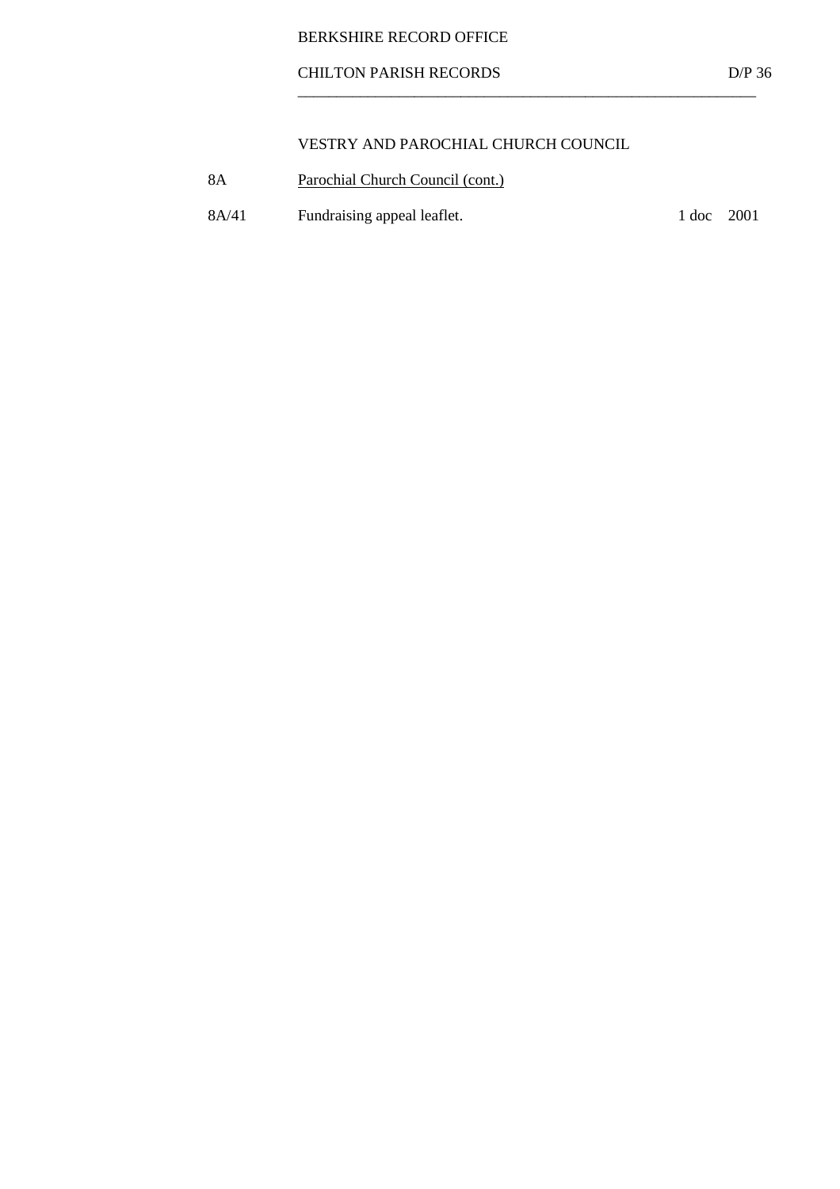## VESTRY AND PAROCHIAL CHURCH COUNCIL

| | | | |
|---|---|---|---|
| 8A | Parochial Church Council (cont.) | | |
| 8A/41 | Fundraising appeal leaflet. | 1 doc | 2001 |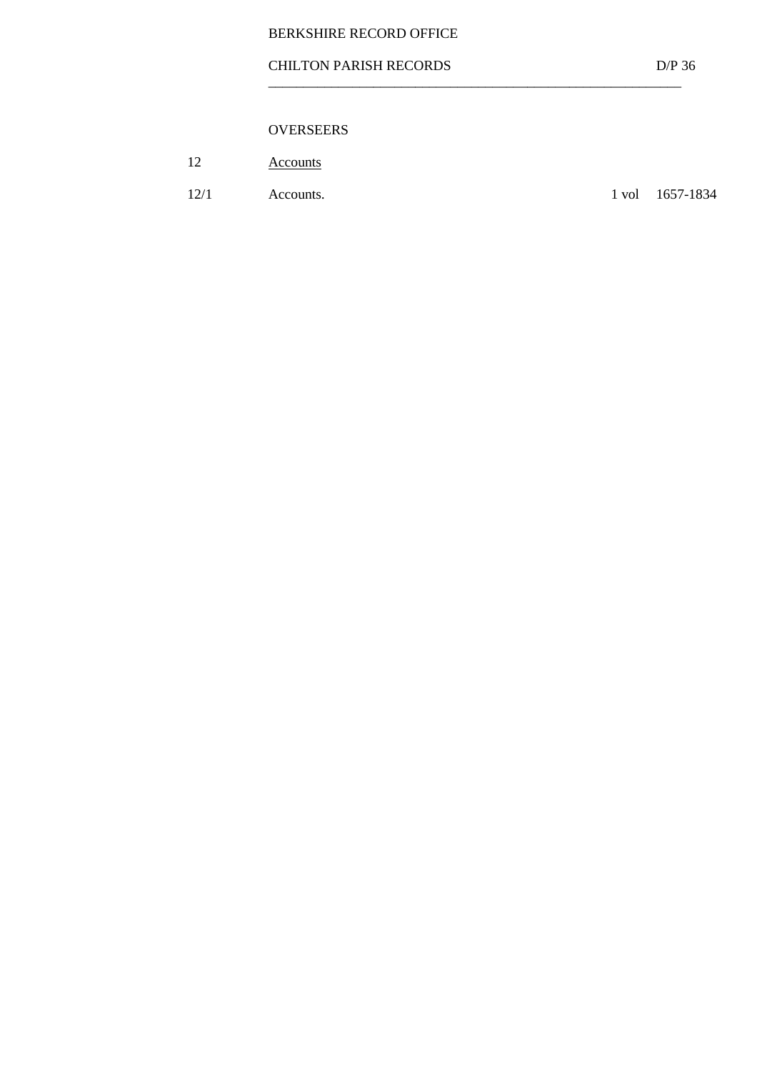## OVERSEERS

| | | | |
|---|---|---|---|
| 12 | Accounts | | |
| 12/1 | Accounts. | 1 vol | 1657-1834 |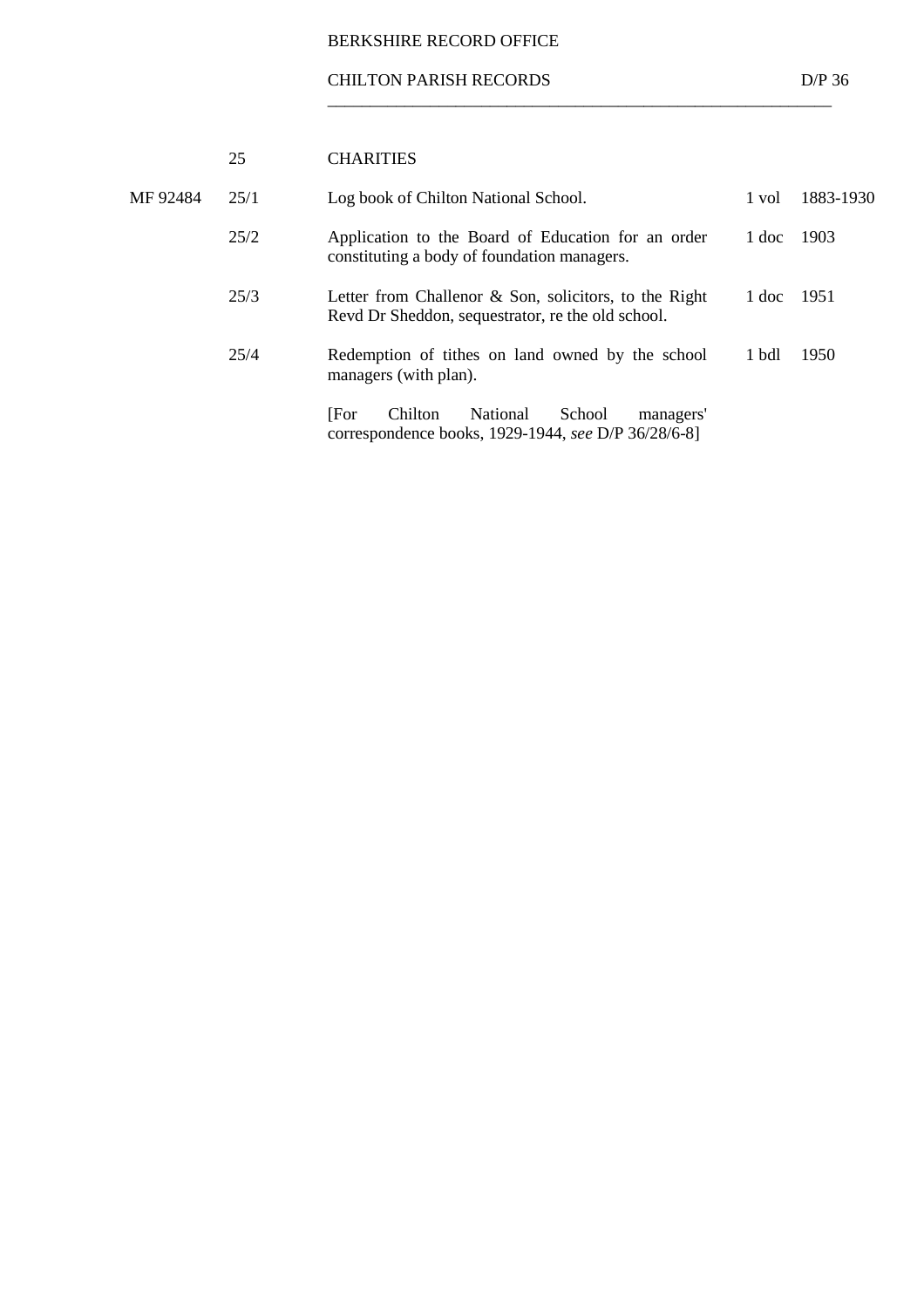## 25 CHARITIES

| | | | | |
|---|---|---|---|---|
| MF 92484 | 25/1 | Log book of Chilton National School. | 1 vol | 1883-1930 |
| | 25/2 | Application to the Board of Education for an order constituting a body of foundation managers. | 1 doc | 1903 |
| | 25/3 | Letter from Challenor & Son, solicitors, to the Right Revd Dr Sheddon, sequestrator, re the old school. | 1 doc | 1951 |
| | 25/4 | Redemption of tithes on land owned by the school managers (with plan). | 1 bdl | 1950 |
| | | [For Chilton National School managers' correspondence books, 1929-1944, *see* D/P 36/28/6-8] | | |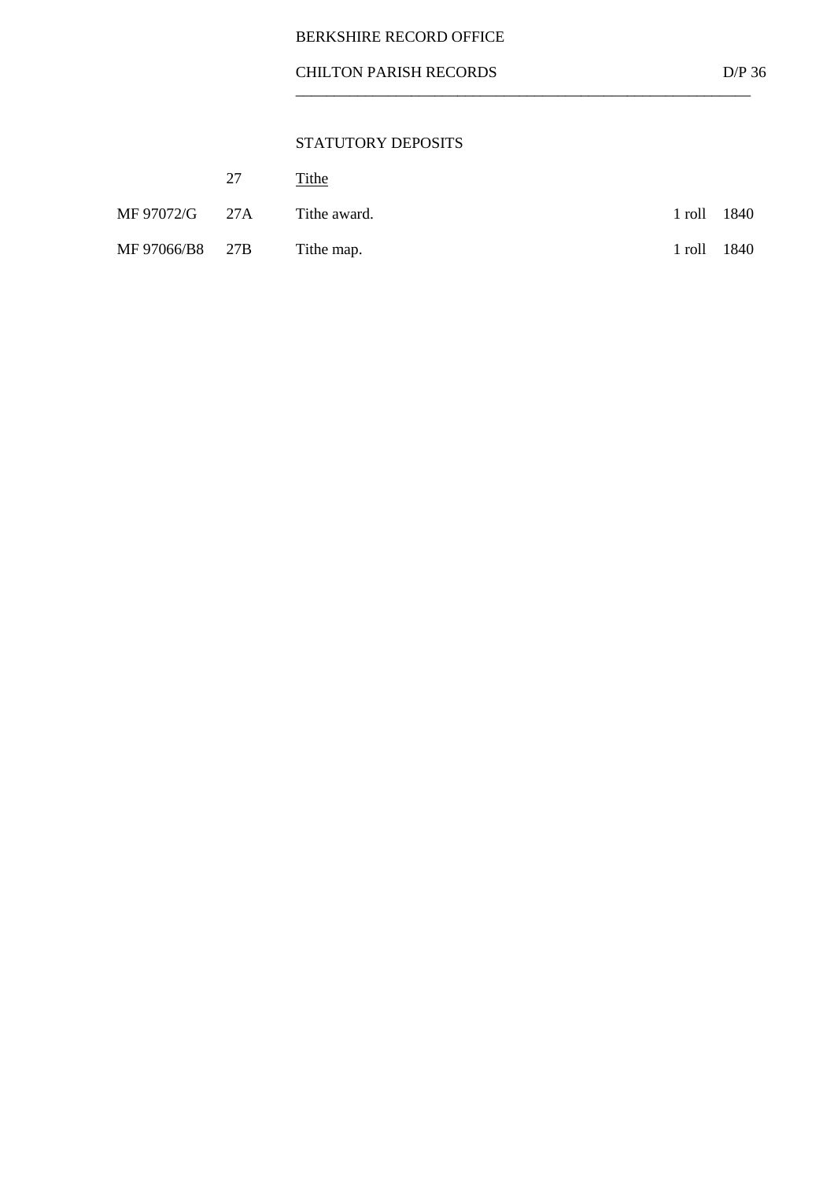## STATUTORY DEPOSITS

| | | | | |
|---|---|---|---|---|
| | 27 | Tithe | | |
| MF 97072/G | 27A | Tithe award. | 1 roll | 1840 |
| MF 97066/B8 | 27B | Tithe map. | 1 roll | 1840 |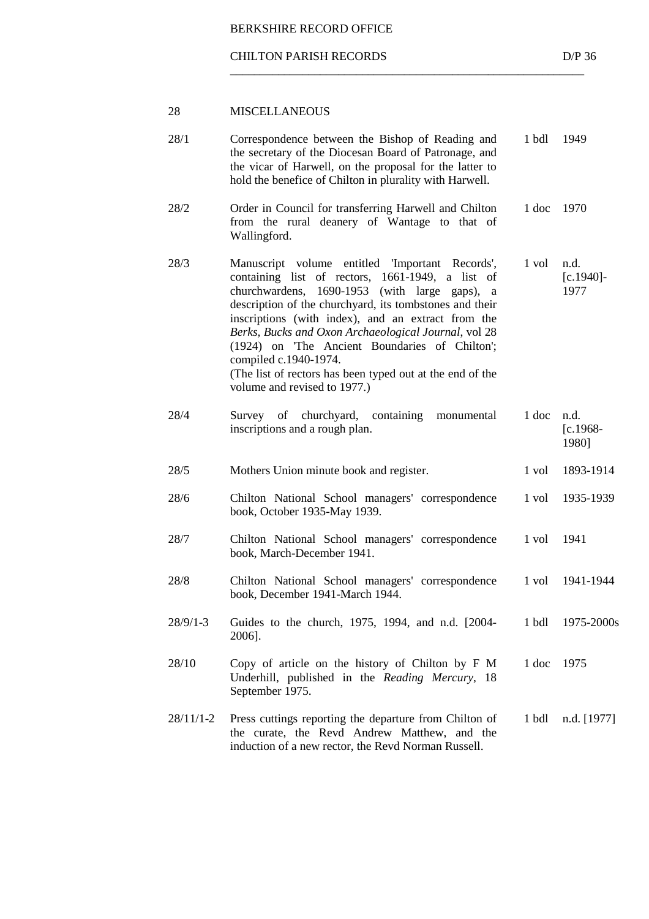## 28 MISCELLANEOUS

| Ref | Description | Extent | Date |
|---|---|---|---|
| 28/1 | Correspondence between the Bishop of Reading and the secretary of the Diocesan Board of Patronage, and the vicar of Harwell, on the proposal for the latter to hold the benefice of Chilton in plurality with Harwell. | 1 bdl | 1949 |
| 28/2 | Order in Council for transferring Harwell and Chilton from the rural deanery of Wantage to that of Wallingford. | 1 doc | 1970 |
| 28/3 | Manuscript volume entitled 'Important Records', containing list of rectors, 1661-1949, a list of churchwardens, 1690-1953 (with large gaps), a description of the churchyard, its tombstones and their inscriptions (with index), and an extract from the *Berks, Bucks and Oxon Archaeological Journal*, vol 28 (1924) on 'The Ancient Boundaries of Chilton'; compiled c.1940-1974. (The list of rectors has been typed out at the end of the volume and revised to 1977.) | 1 vol | n.d. [c.1940]-1977 |
| 28/4 | Survey of churchyard, containing monumental inscriptions and a rough plan. | 1 doc | n.d. [c.1968-1980] |
| 28/5 | Mothers Union minute book and register. | 1 vol | 1893-1914 |
| 28/6 | Chilton National School managers' correspondence book, October 1935-May 1939. | 1 vol | 1935-1939 |
| 28/7 | Chilton National School managers' correspondence book, March-December 1941. | 1 vol | 1941 |
| 28/8 | Chilton National School managers' correspondence book, December 1941-March 1944. | 1 vol | 1941-1944 |
| 28/9/1-3 | Guides to the church, 1975, 1994, and n.d. [2004-2006]. | 1 bdl | 1975-2000s |
| 28/10 | Copy of article on the history of Chilton by F M Underhill, published in the *Reading Mercury*, 18 September 1975. | 1 doc | 1975 |
| 28/11/1-2 | Press cuttings reporting the departure from Chilton of the curate, the Revd Andrew Matthew, and the induction of a new rector, the Revd Norman Russell. | 1 bdl | n.d. [1977] |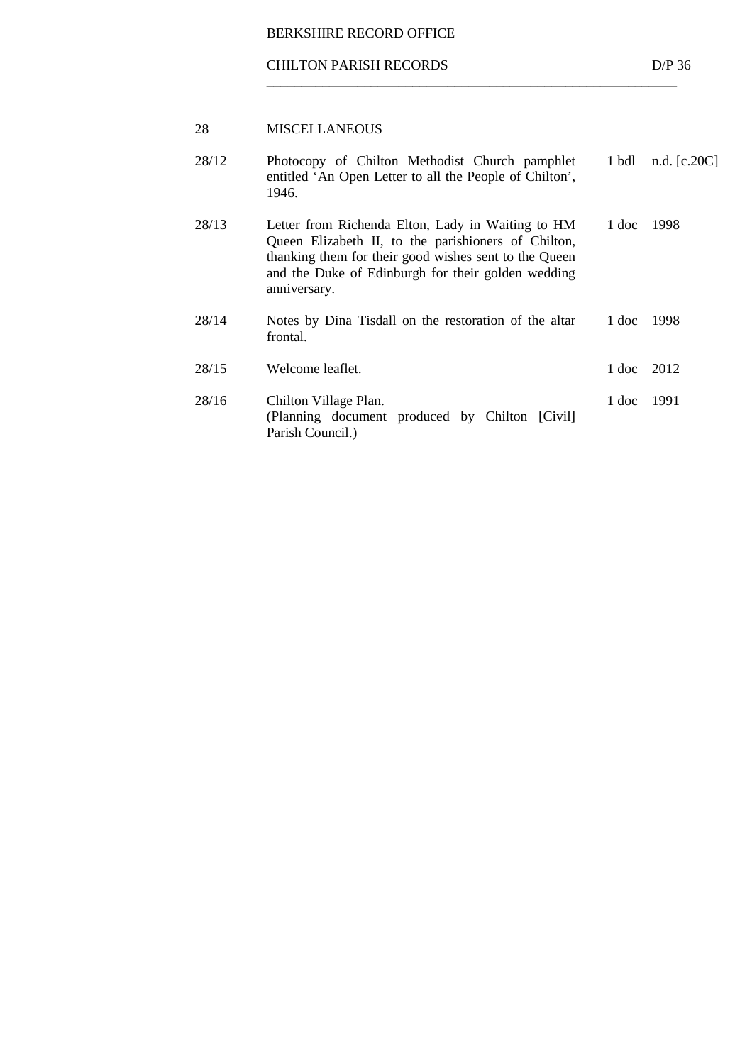## 28 MISCELLANEOUS

| | | | |
|---|---|---|---|
| 28/12 | Photocopy of Chilton Methodist Church pamphlet entitled 'An Open Letter to all the People of Chilton', 1946. | 1 bdl | n.d. [c.20C] |
| 28/13 | Letter from Richenda Elton, Lady in Waiting to HM Queen Elizabeth II, to the parishioners of Chilton, thanking them for their good wishes sent to the Queen and the Duke of Edinburgh for their golden wedding anniversary. | 1 doc | 1998 |
| 28/14 | Notes by Dina Tisdall on the restoration of the altar frontal. | 1 doc | 1998 |
| 28/15 | Welcome leaflet. | 1 doc | 2012 |
| 28/16 | Chilton Village Plan. (Planning document produced by Chilton [Civil] Parish Council.) | 1 doc | 1991 |